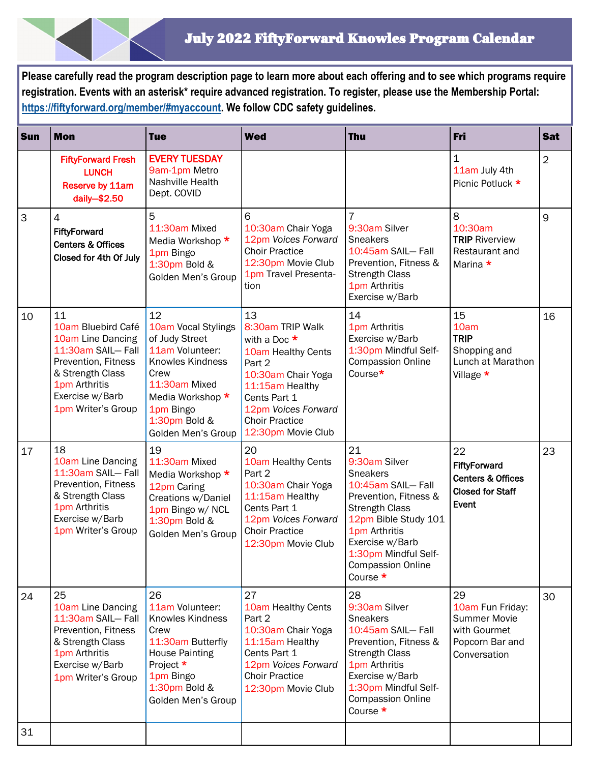# July 2022 FiftyForward Knowles Program Calendar

**Please carefully read the program description page to learn more about each offering and to see which programs require registration. Events with an asterisk* require advanced registration. To register, please use the Membership Portal: https://fiftyforward.org/member/#myaccount. We follow CDC safety guidelines.**

| Sun | Mon | Tue | Wed | Thu | Fri | Sat |
|---|---|---|---|---|---|---|
| | FiftyForward Fresh LUNCH Reserve by 11am daily—$2.50 | EVERY TUESDAY 9am-1pm Metro Nashville Health Dept. COVID | | | 1<br>11am July 4th Picnic Potluck * | 2 |
| 3 | 4<br>**FiftyForward Centers & Offices Closed for 4th Of July** | 5<br>11:30am Mixed Media Workshop *<br>1pm Bingo<br>1:30pm Bold & Golden Men's Group | 6<br>10:30am Chair Yoga<br>12pm *Voices Forward* Choir Practice<br>12:30pm Movie Club<br>1pm Travel Presentation | 7<br>9:30am Silver Sneakers<br>10:45am SAIL— Fall Prevention, Fitness & Strength Class<br>1pm Arthritis Exercise w/Barb | 8<br>10:30am **TRIP** Riverview Restaurant and Marina * | 9 |
| 10 | 11<br>10am Bluebird Café<br>10am Line Dancing<br>11:30am SAIL— Fall Prevention, Fitness & Strength Class<br>1pm Arthritis Exercise w/Barb<br>1pm Writer's Group | 12<br>10am Vocal Stylings of Judy Street<br>11am Volunteer: Knowles Kindness Crew<br>11:30am Mixed Media Workshop *<br>1pm Bingo<br>1:30pm Bold & Golden Men's Group | 13<br>8:30am TRIP Walk with a Doc *<br>10am Healthy Cents Part 2<br>10:30am Chair Yoga<br>11:15am Healthy Cents Part 1<br>12pm *Voices Forward* Choir Practice<br>12:30pm Movie Club | 14<br>1pm Arthritis Exercise w/Barb<br>1:30pm Mindful Self-Compassion Online Course* | 15<br>10am **TRIP** Shopping and Lunch at Marathon Village * | 16 |
| 17 | 18<br>10am Line Dancing<br>11:30am SAIL— Fall Prevention, Fitness & Strength Class<br>1pm Arthritis Exercise w/Barb<br>1pm Writer's Group | 19<br>11:30am Mixed Media Workshop *<br>12pm Caring Creations w/Daniel<br>1pm Bingo w/ NCL<br>1:30pm Bold & Golden Men's Group | 20<br>10am Healthy Cents Part 2<br>10:30am Chair Yoga<br>11:15am Healthy Cents Part 1<br>12pm *Voices Forward* Choir Practice<br>12:30pm Movie Club | 21<br>9:30am Silver Sneakers<br>10:45am SAIL— Fall Prevention, Fitness & Strength Class<br>12pm Bible Study 101<br>1pm Arthritis Exercise w/Barb<br>1:30pm Mindful Self-Compassion Online Course * | 22<br>**FiftyForward Centers & Offices Closed for Staff Event** | 23 |
| 24 | 25<br>10am Line Dancing<br>11:30am SAIL— Fall Prevention, Fitness & Strength Class<br>1pm Arthritis Exercise w/Barb<br>1pm Writer's Group | 26<br>11am Volunteer: Knowles Kindness Crew<br>11:30am Butterfly House Painting Project *<br>1pm Bingo<br>1:30pm Bold & Golden Men's Group | 27<br>10am Healthy Cents Part 2<br>10:30am Chair Yoga<br>11:15am Healthy Cents Part 1<br>12pm *Voices Forward* Choir Practice<br>12:30pm Movie Club | 28<br>9:30am Silver Sneakers<br>10:45am SAIL— Fall Prevention, Fitness & Strength Class<br>1pm Arthritis Exercise w/Barb<br>1:30pm Mindful Self-Compassion Online Course * | 29<br>10am Fun Friday: Summer Movie with Gourmet Popcorn Bar and Conversation | 30 |
| 31 | | | | | | |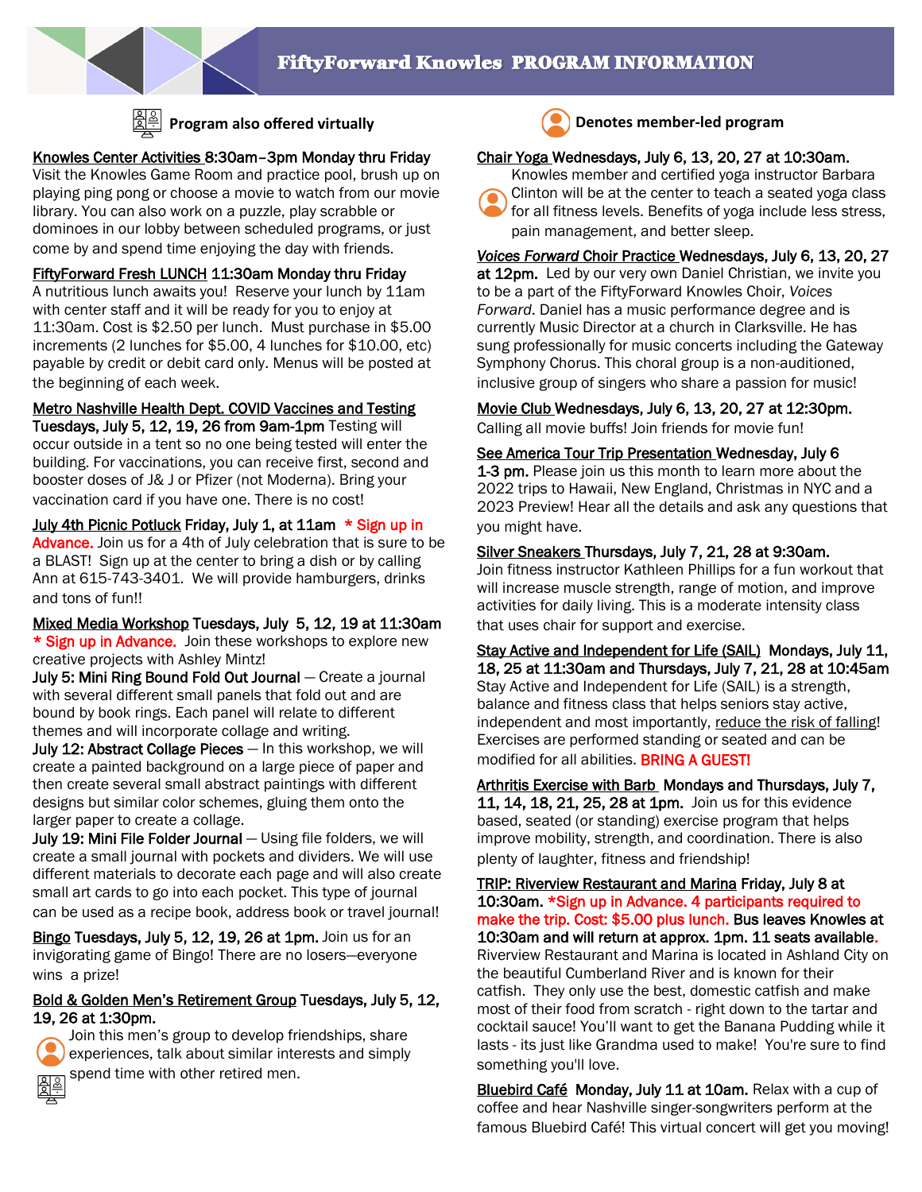# FiftyForward Knowles PROGRAM INFORMATION

Program also offered virtually

Denotes member-led program

**Knowles Center Activities** 8:30am–3pm Monday thru Friday
Visit the Knowles Game Room and practice pool, brush up on playing ping pong or choose a movie to watch from our movie library. You can also work on a puzzle, play scrabble or dominoes in our lobby between scheduled programs, or just come by and spend time enjoying the day with friends.

**FiftyForward Fresh LUNCH** 11:30am Monday thru Friday
A nutritious lunch awaits you! Reserve your lunch by 11am with center staff and it will be ready for you to enjoy at 11:30am. Cost is $2.50 per lunch. Must purchase in $5.00 increments (2 lunches for $5.00, 4 lunches for $10.00, etc) payable by credit or debit card only. Menus will be posted at the beginning of each week.

**Metro Nashville Health Dept. COVID Vaccines and Testing** **Tuesdays, July 5, 12, 19, 26 from 9am-1pm** Testing will occur outside in a tent so no one being tested will enter the building. For vaccinations, you can receive first, second and booster doses of J& J or Pfizer (not Moderna). Bring your vaccination card if you have one. There is no cost!

**July 4th Picnic Potluck** Friday, July 1, at 11am * Sign up in Advance. Join us for a 4th of July celebration that is sure to be a BLAST! Sign up at the center to bring a dish or by calling Ann at 615-743-3401. We will provide hamburgers, drinks and tons of fun!!

**Mixed Media Workshop** Tuesdays, July 5, 12, 19 at 11:30am
* Sign up in Advance. Join these workshops to explore new creative projects with Ashley Mintz!
**July 5: Mini Ring Bound Fold Out Journal** — Create a journal with several different small panels that fold out and are bound by book rings. Each panel will relate to different themes and will incorporate collage and writing.
**July 12: Abstract Collage Pieces** — In this workshop, we will create a painted background on a large piece of paper and then create several small abstract paintings with different designs but similar color schemes, gluing them onto the larger paper to create a collage.
**July 19: Mini File Folder Journal** — Using file folders, we will create a small journal with pockets and dividers. We will use different materials to decorate each page and will also create small art cards to go into each pocket. This type of journal can be used as a recipe book, address book or travel journal!

**Bingo** **Tuesdays, July 5, 12, 19, 26 at 1pm.** Join us for an invigorating game of Bingo! There are no losers—everyone wins a prize!

**Bold & Golden Men's Retirement Group** **Tuesdays, July 5, 12, 19, 26 at 1:30pm.**
Join this men's group to develop friendships, share experiences, talk about similar interests and simply spend time with other retired men.

**Chair Yoga** **Wednesdays, July 6, 13, 20, 27 at 10:30am.**
Knowles member and certified yoga instructor Barbara Clinton will be at the center to teach a seated yoga class for all fitness levels. Benefits of yoga include less stress, pain management, and better sleep.

***Voices Forward* Choir Practice** **Wednesdays, July 6, 13, 20, 27 at 12pm.** Led by our very own Daniel Christian, we invite you to be a part of the FiftyForward Knowles Choir, *Voices Forward*. Daniel has a music performance degree and is currently Music Director at a church in Clarksville. He has sung professionally for music concerts including the Gateway Symphony Chorus. This choral group is a non-auditioned, inclusive group of singers who share a passion for music!

**Movie Club** **Wednesdays, July 6, 13, 20, 27 at 12:30pm.**
Calling all movie buffs! Join friends for movie fun!

**See America Tour Trip Presentation** **Wednesday, July 6 1-3 pm.** Please join us this month to learn more about the 2022 trips to Hawaii, New England, Christmas in NYC and a 2023 Preview! Hear all the details and ask any questions that you might have.

**Silver Sneakers** **Thursdays, July 7, 21, 28 at 9:30am.**
Join fitness instructor Kathleen Phillips for a fun workout that will increase muscle strength, range of motion, and improve activities for daily living. This is a moderate intensity class that uses chair for support and exercise.

**Stay Active and Independent for Life (SAIL)** **Mondays, July 11, 18, 25 at 11:30am and Thursdays, July 7, 21, 28 at 10:45am**
Stay Active and Independent for Life (SAIL) is a strength, balance and fitness class that helps seniors stay active, independent and most importantly, reduce the risk of falling! Exercises are performed standing or seated and can be modified for all abilities. BRING A GUEST!

**Arthritis Exercise with Barb** **Mondays and Thursdays, July 7, 11, 14, 18, 21, 25, 28 at 1pm.** Join us for this evidence based, seated (or standing) exercise program that helps improve mobility, strength, and coordination. There is also plenty of laughter, fitness and friendship!

**TRIP: Riverview Restaurant and Marina** **Friday, July 8 at 10:30am.** *Sign up in Advance. 4 participants required to make the trip. Cost: $5.00 plus lunch. **Bus leaves Knowles at 10:30am and will return at approx. 1pm. 11 seats available.**
Riverview Restaurant and Marina is located in Ashland City on the beautiful Cumberland River and is known for their catfish. They only use the best, domestic catfish and make most of their food from scratch - right down to the tartar and cocktail sauce! You'll want to get the Banana Pudding while it lasts - its just like Grandma used to make! You're sure to find something you'll love.

**Bluebird Café** **Monday, July 11 at 10am.** Relax with a cup of coffee and hear Nashville singer-songwriters perform at the famous Bluebird Café! This virtual concert will get you moving!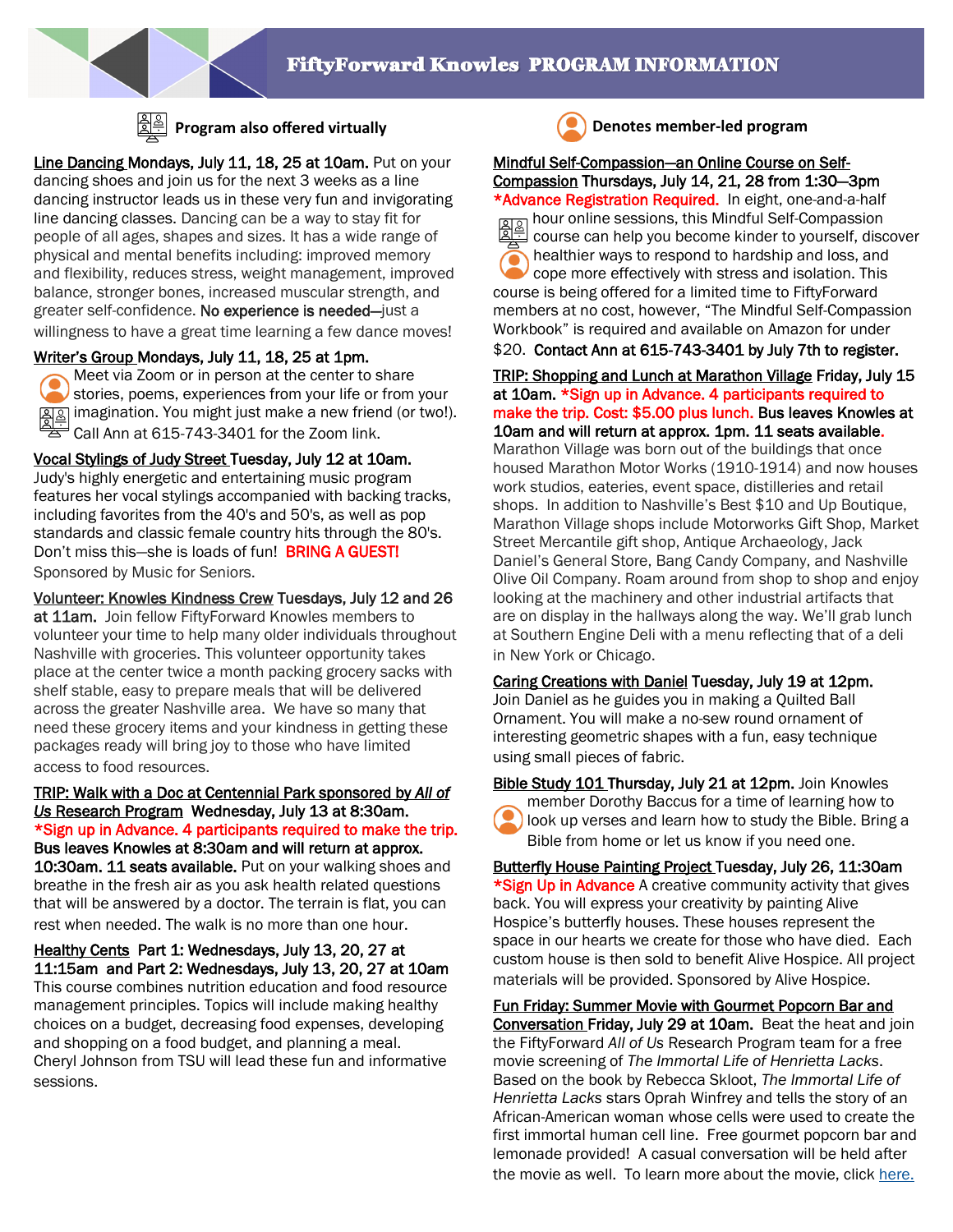# FiftyForward Knowles PROGRAM INFORMATION

Program also offered virtually

Denotes member-led program

**Line Dancing** **Mondays, July 11, 18, 25 at 10am.** Put on your dancing shoes and join us for the next 3 weeks as a line dancing instructor leads us in these very fun and invigorating line dancing classes. Dancing can be a way to stay fit for people of all ages, shapes and sizes. It has a wide range of physical and mental benefits including: improved memory and flexibility, reduces stress, weight management, improved balance, stronger bones, increased muscular strength, and greater self-confidence. No experience is needed—just a willingness to have a great time learning a few dance moves!

**Writer's Group** **Mondays, July 11, 18, 25 at 1pm.** Meet via Zoom or in person at the center to share stories, poems, experiences from your life or from your imagination. You might just make a new friend (or two!). Call Ann at 615-743-3401 for the Zoom link.

**Vocal Stylings of Judy Street** **Tuesday, July 12 at 10am.** Judy's highly energetic and entertaining music program features her vocal stylings accompanied with backing tracks, including favorites from the 40's and 50's, as well as pop standards and classic female country hits through the 80's. Don't miss this—she is loads of fun! **BRING A GUEST!** Sponsored by Music for Seniors.

**Volunteer: Knowles Kindness Crew** **Tuesdays, July 12 and 26 at 11am.** Join fellow FiftyForward Knowles members to volunteer your time to help many older individuals throughout Nashville with groceries. This volunteer opportunity takes place at the center twice a month packing grocery sacks with shelf stable, easy to prepare meals that will be delivered across the greater Nashville area. We have so many that need these grocery items and your kindness in getting these packages ready will bring joy to those who have limited access to food resources.

**TRIP: Walk with a Doc at Centennial Park sponsored by *All of Us* Research Program** **Wednesday, July 13 at 8:30am.** ***Sign up in Advance. 4 participants required to make the trip.*** **Bus leaves Knowles at 8:30am and will return at approx. 10:30am. 11 seats available.** Put on your walking shoes and breathe in the fresh air as you ask health related questions that will be answered by a doctor. The terrain is flat, you can rest when needed. The walk is no more than one hour.

**Healthy Cents** **Part 1: Wednesdays, July 13, 20, 27 at 11:15am and Part 2: Wednesdays, July 13, 20, 27 at 10am** This course combines nutrition education and food resource management principles. Topics will include making healthy choices on a budget, decreasing food expenses, developing and shopping on a food budget, and planning a meal. Cheryl Johnson from TSU will lead these fun and informative sessions.

**Mindful Self-Compassion—an Online Course on Self-Compassion** **Thursdays, July 14, 21, 28 from 1:30—3pm** ***Advance Registration Required.*** In eight, one-and-a-half hour online sessions, this Mindful Self-Compassion course can help you become kinder to yourself, discover healthier ways to respond to hardship and loss, and cope more effectively with stress and isolation. This course is being offered for a limited time to FiftyForward members at no cost, however, "The Mindful Self-Compassion Workbook" is required and available on Amazon for under $20. **Contact Ann at 615-743-3401 by July 7th to register.**

**TRIP: Shopping and Lunch at Marathon Village** **Friday, July 15 at 10am.** ***Sign up in Advance. 4 participants required to make the trip. Cost: $5.00 plus lunch.*** **Bus leaves Knowles at 10am and will return at approx. 1pm. 11 seats available.** Marathon Village was born out of the buildings that once housed Marathon Motor Works (1910-1914) and now houses work studios, eateries, event space, distilleries and retail shops. In addition to Nashville's Best $10 and Up Boutique, Marathon Village shops include Motorworks Gift Shop, Market Street Mercantile gift shop, Antique Archaeology, Jack Daniel's General Store, Bang Candy Company, and Nashville Olive Oil Company. Roam around from shop to shop and enjoy looking at the machinery and other industrial artifacts that are on display in the hallways along the way. We'll grab lunch at Southern Engine Deli with a menu reflecting that of a deli in New York or Chicago.

**Caring Creations with Daniel** **Tuesday, July 19 at 12pm.** Join Daniel as he guides you in making a Quilted Ball Ornament. You will make a no-sew round ornament of interesting geometric shapes with a fun, easy technique using small pieces of fabric.

**Bible Study 101** **Thursday, July 21 at 12pm.** Join Knowles member Dorothy Baccus for a time of learning how to look up verses and learn how to study the Bible. Bring a Bible from home or let us know if you need one.

**Butterfly House Painting Project** **Tuesday, July 26, 11:30am** ***Sign Up in Advance*** A creative community activity that gives back. You will express your creativity by painting Alive Hospice's butterfly houses. These houses represent the space in our hearts we create for those who have died. Each custom house is then sold to benefit Alive Hospice. All project materials will be provided. Sponsored by Alive Hospice.

**Fun Friday: Summer Movie with Gourmet Popcorn Bar and Conversation** **Friday, July 29 at 10am.** Beat the heat and join the FiftyForward *All of Us* Research Program team for a free movie screening of *The Immortal Life of Henrietta Lacks*. Based on the book by Rebecca Skloot, *The Immortal Life of Henrietta Lacks* stars Oprah Winfrey and tells the story of an African-American woman whose cells were used to create the first immortal human cell line. Free gourmet popcorn bar and lemonade provided! A casual conversation will be held after the movie as well. To learn more about the movie, click here.